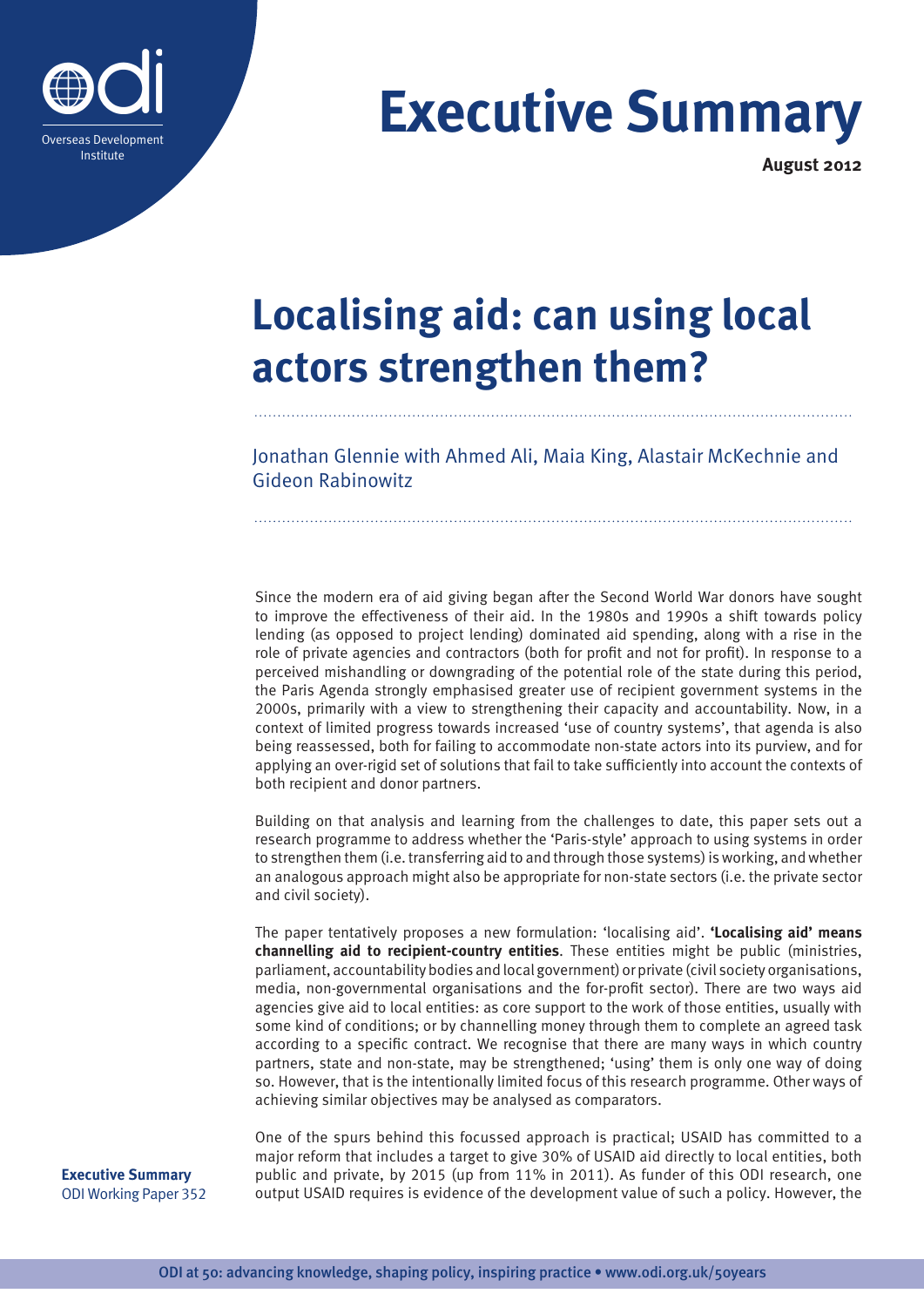# Executive Summary

**August 2012**

# Localising aid: can using local actors strengthen them?

Jonathan Glennie with Ahmed Ali, Maia King, Alastair McKechnie and Gideon Rabinowitz

Since the modern era of aid giving began after the Second World War donors have sought to improve the effectiveness of their aid. In the 1980s and 1990s a shift towards policy lending (as opposed to project lending) dominated aid spending, along with a rise in the role of private agencies and contractors (both for profit and not for profit). In response to a perceived mishandling or downgrading of the potential role of the state during this period, the Paris Agenda strongly emphasised greater use of recipient government systems in the 2000s, primarily with a view to strengthening their capacity and accountability. Now, in a context of limited progress towards increased 'use of country systems', that agenda is also being reassessed, both for failing to accommodate non-state actors into its purview, and for applying an over-rigid set of solutions that fail to take sufficiently into account the contexts of both recipient and donor partners.

Building on that analysis and learning from the challenges to date, this paper sets out a research programme to address whether the 'Paris-style' approach to using systems in order to strengthen them (i.e. transferring aid to and through those systems) is working, and whether an analogous approach might also be appropriate for non-state sectors (i.e. the private sector and civil society).

The paper tentatively proposes a new formulation: 'localising aid'. **'Localising aid' means channelling aid to recipient-country entities**. These entities might be public (ministries, parliament, accountability bodies and local government) or private (civil society organisations, media, non-governmental organisations and the for-profit sector). There are two ways aid agencies give aid to local entities: as core support to the work of those entities, usually with some kind of conditions; or by channelling money through them to complete an agreed task according to a specific contract. We recognise that there are many ways in which country partners, state and non-state, may be strengthened; 'using' them is only one way of doing so. However, that is the intentionally limited focus of this research programme. Other ways of achieving similar objectives may be analysed as comparators.

One of the spurs behind this focussed approach is practical; USAID has committed to a major reform that includes a target to give 30% of USAID aid directly to local entities, both public and private, by 2015 (up from 11% in 2011). As funder of this ODI research, one output USAID requires is evidence of the development value of such a policy. However, the

**Executive Summary**
ODI Working Paper 352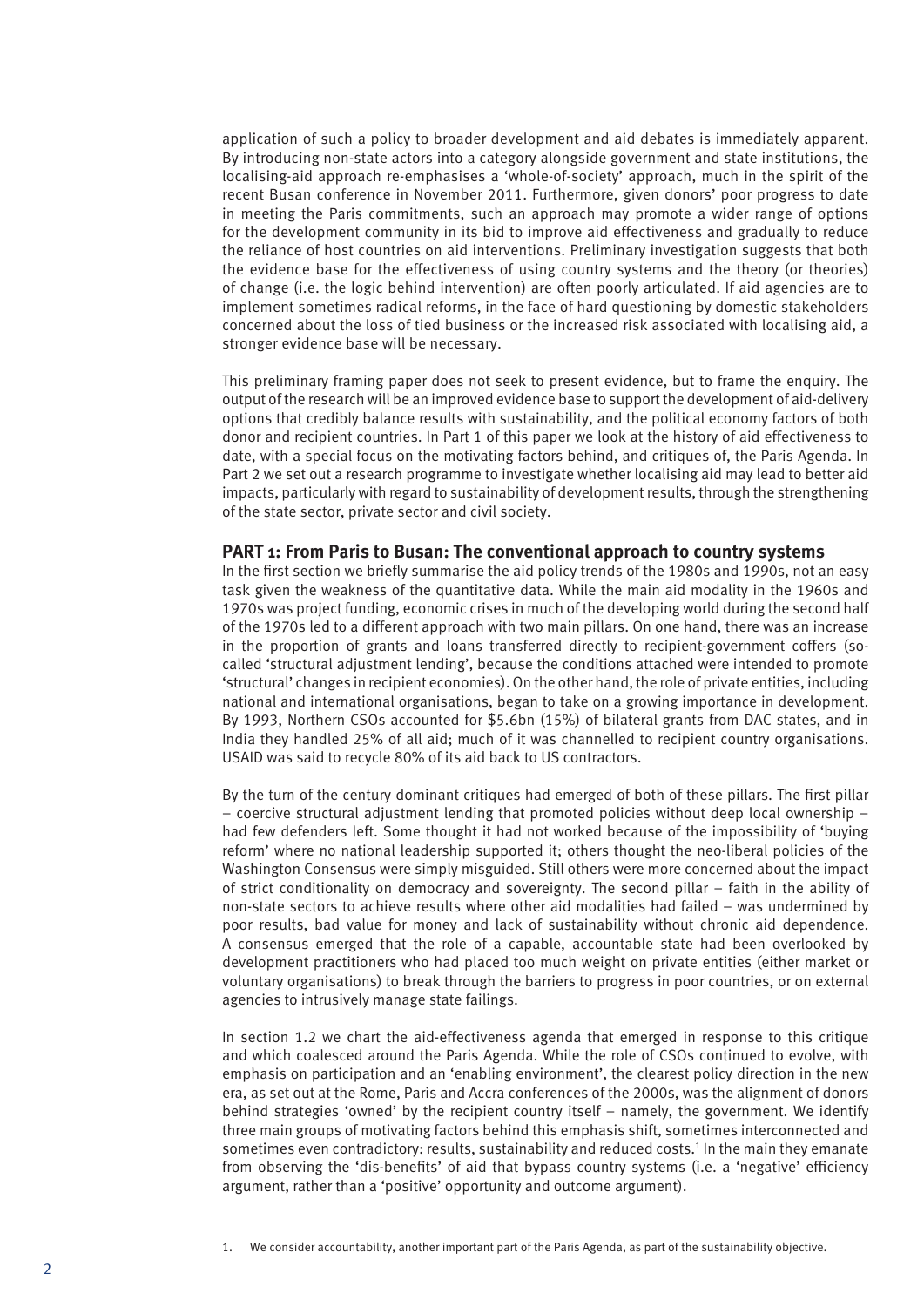application of such a policy to broader development and aid debates is immediately apparent. By introducing non-state actors into a category alongside government and state institutions, the localising-aid approach re-emphasises a 'whole-of-society' approach, much in the spirit of the recent Busan conference in November 2011. Furthermore, given donors' poor progress to date in meeting the Paris commitments, such an approach may promote a wider range of options for the development community in its bid to improve aid effectiveness and gradually to reduce the reliance of host countries on aid interventions. Preliminary investigation suggests that both the evidence base for the effectiveness of using country systems and the theory (or theories) of change (i.e. the logic behind intervention) are often poorly articulated. If aid agencies are to implement sometimes radical reforms, in the face of hard questioning by domestic stakeholders concerned about the loss of tied business or the increased risk associated with localising aid, a stronger evidence base will be necessary.

This preliminary framing paper does not seek to present evidence, but to frame the enquiry. The output of the research will be an improved evidence base to support the development of aid-delivery options that credibly balance results with sustainability, and the political economy factors of both donor and recipient countries. In Part 1 of this paper we look at the history of aid effectiveness to date, with a special focus on the motivating factors behind, and critiques of, the Paris Agenda. In Part 2 we set out a research programme to investigate whether localising aid may lead to better aid impacts, particularly with regard to sustainability of development results, through the strengthening of the state sector, private sector and civil society.

## PART 1: From Paris to Busan: The conventional approach to country systems

In the first section we briefly summarise the aid policy trends of the 1980s and 1990s, not an easy task given the weakness of the quantitative data. While the main aid modality in the 1960s and 1970s was project funding, economic crises in much of the developing world during the second half of the 1970s led to a different approach with two main pillars. On one hand, there was an increase in the proportion of grants and loans transferred directly to recipient-government coffers (so-called 'structural adjustment lending', because the conditions attached were intended to promote 'structural' changes in recipient economies). On the other hand, the role of private entities, including national and international organisations, began to take on a growing importance in development. By 1993, Northern CSOs accounted for $5.6bn (15%) of bilateral grants from DAC states, and in India they handled 25% of all aid; much of it was channelled to recipient country organisations. USAID was said to recycle 80% of its aid back to US contractors.

By the turn of the century dominant critiques had emerged of both of these pillars. The first pillar – coercive structural adjustment lending that promoted policies without deep local ownership – had few defenders left. Some thought it had not worked because of the impossibility of 'buying reform' where no national leadership supported it; others thought the neo-liberal policies of the Washington Consensus were simply misguided. Still others were more concerned about the impact of strict conditionality on democracy and sovereignty. The second pillar – faith in the ability of non-state sectors to achieve results where other aid modalities had failed – was undermined by poor results, bad value for money and lack of sustainability without chronic aid dependence. A consensus emerged that the role of a capable, accountable state had been overlooked by development practitioners who had placed too much weight on private entities (either market or voluntary organisations) to break through the barriers to progress in poor countries, or on external agencies to intrusively manage state failings.

In section 1.2 we chart the aid-effectiveness agenda that emerged in response to this critique and which coalesced around the Paris Agenda. While the role of CSOs continued to evolve, with emphasis on participation and an 'enabling environment', the clearest policy direction in the new era, as set out at the Rome, Paris and Accra conferences of the 2000s, was the alignment of donors behind strategies 'owned' by the recipient country itself – namely, the government. We identify three main groups of motivating factors behind this emphasis shift, sometimes interconnected and sometimes even contradictory: results, sustainability and reduced costs.[1] In the main they emanate from observing the 'dis-benefits' of aid that bypass country systems (i.e. a 'negative' efficiency argument, rather than a 'positive' opportunity and outcome argument).

1. We consider accountability, another important part of the Paris Agenda, as part of the sustainability objective.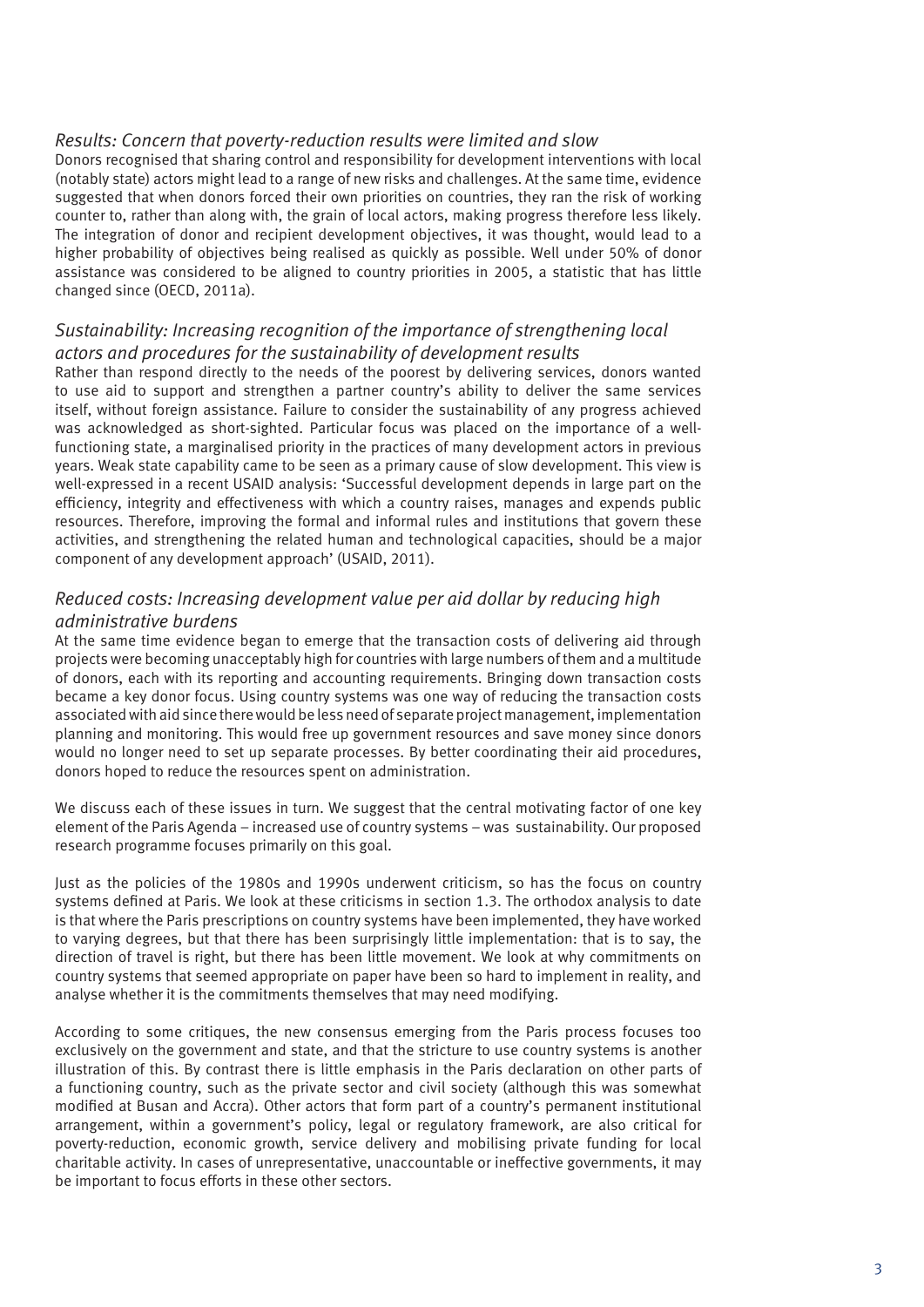### *Results: Concern that poverty-reduction results were limited and slow*

Donors recognised that sharing control and responsibility for development interventions with local (notably state) actors might lead to a range of new risks and challenges. At the same time, evidence suggested that when donors forced their own priorities on countries, they ran the risk of working counter to, rather than along with, the grain of local actors, making progress therefore less likely. The integration of donor and recipient development objectives, it was thought, would lead to a higher probability of objectives being realised as quickly as possible. Well under 50% of donor assistance was considered to be aligned to country priorities in 2005, a statistic that has little changed since (OECD, 2011a).

### *Sustainability: Increasing recognition of the importance of strengthening local actors and procedures for the sustainability of development results*

Rather than respond directly to the needs of the poorest by delivering services, donors wanted to use aid to support and strengthen a partner country's ability to deliver the same services itself, without foreign assistance. Failure to consider the sustainability of any progress achieved was acknowledged as short-sighted. Particular focus was placed on the importance of a well-functioning state, a marginalised priority in the practices of many development actors in previous years. Weak state capability came to be seen as a primary cause of slow development. This view is well-expressed in a recent USAID analysis: 'Successful development depends in large part on the efficiency, integrity and effectiveness with which a country raises, manages and expends public resources. Therefore, improving the formal and informal rules and institutions that govern these activities, and strengthening the related human and technological capacities, should be a major component of any development approach' (USAID, 2011).

### *Reduced costs: Increasing development value per aid dollar by reducing high administrative burdens*

At the same time evidence began to emerge that the transaction costs of delivering aid through projects were becoming unacceptably high for countries with large numbers of them and a multitude of donors, each with its reporting and accounting requirements. Bringing down transaction costs became a key donor focus. Using country systems was one way of reducing the transaction costs associated with aid since there would be less need of separate project management, implementation planning and monitoring. This would free up government resources and save money since donors would no longer need to set up separate processes. By better coordinating their aid procedures, donors hoped to reduce the resources spent on administration.

We discuss each of these issues in turn. We suggest that the central motivating factor of one key element of the Paris Agenda – increased use of country systems – was sustainability. Our proposed research programme focuses primarily on this goal.

Just as the policies of the 1980s and 1990s underwent criticism, so has the focus on country systems defined at Paris. We look at these criticisms in section 1.3. The orthodox analysis to date is that where the Paris prescriptions on country systems have been implemented, they have worked to varying degrees, but that there has been surprisingly little implementation: that is to say, the direction of travel is right, but there has been little movement. We look at why commitments on country systems that seemed appropriate on paper have been so hard to implement in reality, and analyse whether it is the commitments themselves that may need modifying.

According to some critiques, the new consensus emerging from the Paris process focuses too exclusively on the government and state, and that the stricture to use country systems is another illustration of this. By contrast there is little emphasis in the Paris declaration on other parts of a functioning country, such as the private sector and civil society (although this was somewhat modified at Busan and Accra). Other actors that form part of a country's permanent institutional arrangement, within a government's policy, legal or regulatory framework, are also critical for poverty-reduction, economic growth, service delivery and mobilising private funding for local charitable activity. In cases of unrepresentative, unaccountable or ineffective governments, it may be important to focus efforts in these other sectors.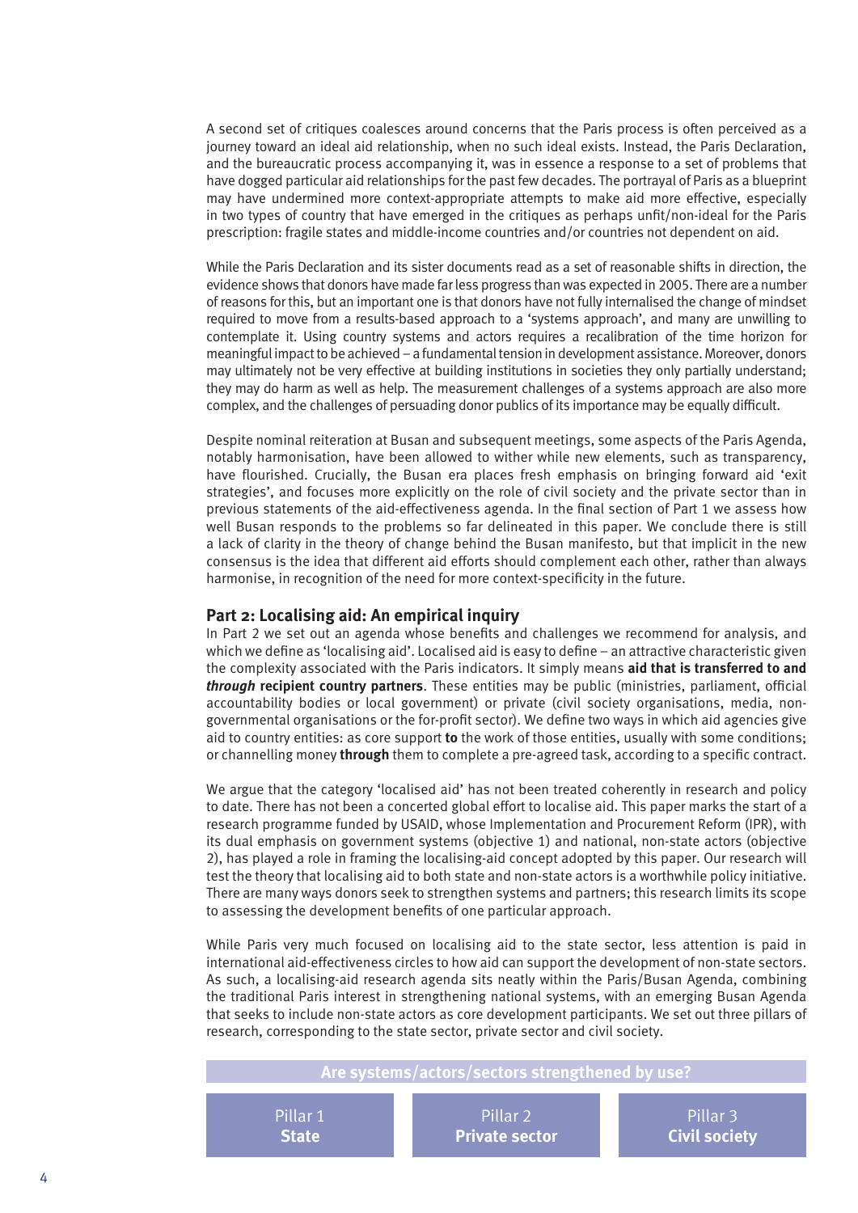A second set of critiques coalesces around concerns that the Paris process is often perceived as a journey toward an ideal aid relationship, when no such ideal exists. Instead, the Paris Declaration, and the bureaucratic process accompanying it, was in essence a response to a set of problems that have dogged particular aid relationships for the past few decades. The portrayal of Paris as a blueprint may have undermined more context-appropriate attempts to make aid more effective, especially in two types of country that have emerged in the critiques as perhaps unfit/non-ideal for the Paris prescription: fragile states and middle-income countries and/or countries not dependent on aid.

While the Paris Declaration and its sister documents read as a set of reasonable shifts in direction, the evidence shows that donors have made far less progress than was expected in 2005. There are a number of reasons for this, but an important one is that donors have not fully internalised the change of mindset required to move from a results-based approach to a 'systems approach', and many are unwilling to contemplate it. Using country systems and actors requires a recalibration of the time horizon for meaningful impact to be achieved – a fundamental tension in development assistance. Moreover, donors may ultimately not be very effective at building institutions in societies they only partially understand; they may do harm as well as help. The measurement challenges of a systems approach are also more complex, and the challenges of persuading donor publics of its importance may be equally difficult.

Despite nominal reiteration at Busan and subsequent meetings, some aspects of the Paris Agenda, notably harmonisation, have been allowed to wither while new elements, such as transparency, have flourished. Crucially, the Busan era places fresh emphasis on bringing forward aid 'exit strategies', and focuses more explicitly on the role of civil society and the private sector than in previous statements of the aid-effectiveness agenda. In the final section of Part 1 we assess how well Busan responds to the problems so far delineated in this paper. We conclude there is still a lack of clarity in the theory of change behind the Busan manifesto, but that implicit in the new consensus is the idea that different aid efforts should complement each other, rather than always harmonise, in recognition of the need for more context-specificity in the future.

## Part 2: Localising aid: An empirical inquiry

In Part 2 we set out an agenda whose benefits and challenges we recommend for analysis, and which we define as 'localising aid'. Localised aid is easy to define – an attractive characteristic given the complexity associated with the Paris indicators. It simply means **aid that is transferred to and *through* recipient country partners**. These entities may be public (ministries, parliament, official accountability bodies or local government) or private (civil society organisations, media, non-governmental organisations or the for-profit sector). We define two ways in which aid agencies give aid to country entities: as core support **to** the work of those entities, usually with some conditions; or channelling money **through** them to complete a pre-agreed task, according to a specific contract.

We argue that the category 'localised aid' has not been treated coherently in research and policy to date. There has not been a concerted global effort to localise aid. This paper marks the start of a research programme funded by USAID, whose Implementation and Procurement Reform (IPR), with its dual emphasis on government systems (objective 1) and national, non-state actors (objective 2), has played a role in framing the localising-aid concept adopted by this paper. Our research will test the theory that localising aid to both state and non-state actors is a worthwhile policy initiative. There are many ways donors seek to strengthen systems and partners; this research limits its scope to assessing the development benefits of one particular approach.

While Paris very much focused on localising aid to the state sector, less attention is paid in international aid-effectiveness circles to how aid can support the development of non-state sectors. As such, a localising-aid research agenda sits neatly within the Paris/Busan Agenda, combining the traditional Paris interest in strengthening national systems, with an emerging Busan Agenda that seeks to include non-state actors as core development participants. We set out three pillars of research, corresponding to the state sector, private sector and civil society.

| Are systems/actors/sectors strengthened by use? | | |
|---|---|---|
| Pillar 1 **State** | Pillar 2 **Private sector** | Pillar 3 **Civil society** |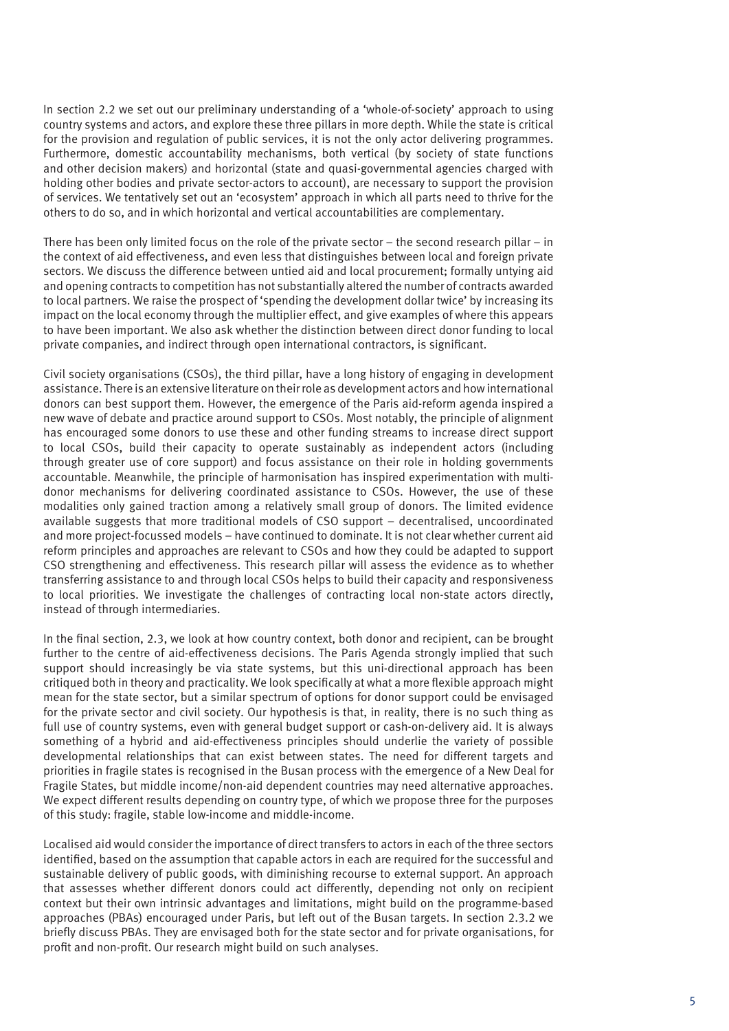In section 2.2 we set out our preliminary understanding of a 'whole-of-society' approach to using country systems and actors, and explore these three pillars in more depth. While the state is critical for the provision and regulation of public services, it is not the only actor delivering programmes. Furthermore, domestic accountability mechanisms, both vertical (by society of state functions and other decision makers) and horizontal (state and quasi-governmental agencies charged with holding other bodies and private sector-actors to account), are necessary to support the provision of services. We tentatively set out an 'ecosystem' approach in which all parts need to thrive for the others to do so, and in which horizontal and vertical accountabilities are complementary.

There has been only limited focus on the role of the private sector – the second research pillar – in the context of aid effectiveness, and even less that distinguishes between local and foreign private sectors. We discuss the difference between untied aid and local procurement; formally untying aid and opening contracts to competition has not substantially altered the number of contracts awarded to local partners. We raise the prospect of 'spending the development dollar twice' by increasing its impact on the local economy through the multiplier effect, and give examples of where this appears to have been important. We also ask whether the distinction between direct donor funding to local private companies, and indirect through open international contractors, is significant.

Civil society organisations (CSOs), the third pillar, have a long history of engaging in development assistance. There is an extensive literature on their role as development actors and how international donors can best support them. However, the emergence of the Paris aid-reform agenda inspired a new wave of debate and practice around support to CSOs. Most notably, the principle of alignment has encouraged some donors to use these and other funding streams to increase direct support to local CSOs, build their capacity to operate sustainably as independent actors (including through greater use of core support) and focus assistance on their role in holding governments accountable. Meanwhile, the principle of harmonisation has inspired experimentation with multi-donor mechanisms for delivering coordinated assistance to CSOs. However, the use of these modalities only gained traction among a relatively small group of donors. The limited evidence available suggests that more traditional models of CSO support – decentralised, uncoordinated and more project-focussed models – have continued to dominate. It is not clear whether current aid reform principles and approaches are relevant to CSOs and how they could be adapted to support CSO strengthening and effectiveness. This research pillar will assess the evidence as to whether transferring assistance to and through local CSOs helps to build their capacity and responsiveness to local priorities. We investigate the challenges of contracting local non-state actors directly, instead of through intermediaries.

In the final section, 2.3, we look at how country context, both donor and recipient, can be brought further to the centre of aid-effectiveness decisions. The Paris Agenda strongly implied that such support should increasingly be via state systems, but this uni-directional approach has been critiqued both in theory and practicality. We look specifically at what a more flexible approach might mean for the state sector, but a similar spectrum of options for donor support could be envisaged for the private sector and civil society. Our hypothesis is that, in reality, there is no such thing as full use of country systems, even with general budget support or cash-on-delivery aid. It is always something of a hybrid and aid-effectiveness principles should underlie the variety of possible developmental relationships that can exist between states. The need for different targets and priorities in fragile states is recognised in the Busan process with the emergence of a New Deal for Fragile States, but middle income/non-aid dependent countries may need alternative approaches. We expect different results depending on country type, of which we propose three for the purposes of this study: fragile, stable low-income and middle-income.

Localised aid would consider the importance of direct transfers to actors in each of the three sectors identified, based on the assumption that capable actors in each are required for the successful and sustainable delivery of public goods, with diminishing recourse to external support. An approach that assesses whether different donors could act differently, depending not only on recipient context but their own intrinsic advantages and limitations, might build on the programme-based approaches (PBAs) encouraged under Paris, but left out of the Busan targets. In section 2.3.2 we briefly discuss PBAs. They are envisaged both for the state sector and for private organisations, for profit and non-profit. Our research might build on such analyses.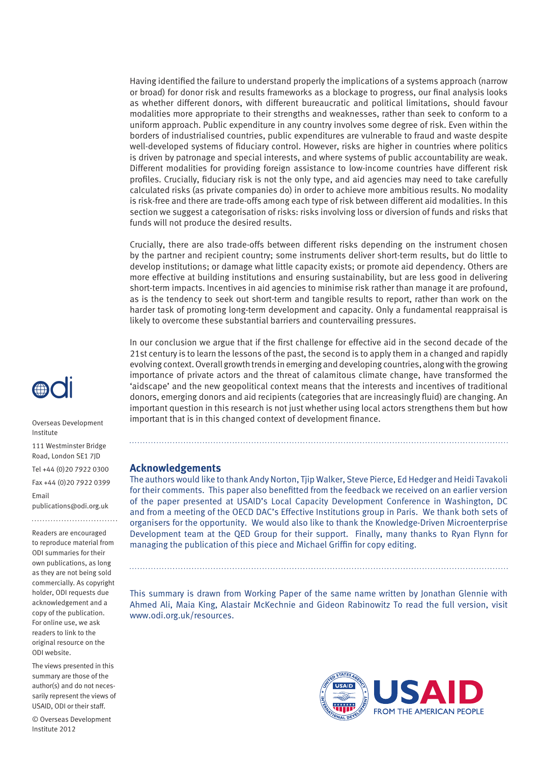Having identified the failure to understand properly the implications of a systems approach (narrow or broad) for donor risk and results frameworks as a blockage to progress, our final analysis looks as whether different donors, with different bureaucratic and political limitations, should favour modalities more appropriate to their strengths and weaknesses, rather than seek to conform to a uniform approach. Public expenditure in any country involves some degree of risk. Even within the borders of industrialised countries, public expenditures are vulnerable to fraud and waste despite well-developed systems of fiduciary control. However, risks are higher in countries where politics is driven by patronage and special interests, and where systems of public accountability are weak. Different modalities for providing foreign assistance to low-income countries have different risk profiles. Crucially, fiduciary risk is not the only type, and aid agencies may need to take carefully calculated risks (as private companies do) in order to achieve more ambitious results. No modality is risk-free and there are trade-offs among each type of risk between different aid modalities. In this section we suggest a categorisation of risks: risks involving loss or diversion of funds and risks that funds will not produce the desired results.

Crucially, there are also trade-offs between different risks depending on the instrument chosen by the partner and recipient country; some instruments deliver short-term results, but do little to develop institutions; or damage what little capacity exists; or promote aid dependency. Others are more effective at building institutions and ensuring sustainability, but are less good in delivering short-term impacts. Incentives in aid agencies to minimise risk rather than manage it are profound, as is the tendency to seek out short-term and tangible results to report, rather than work on the harder task of promoting long-term development and capacity. Only a fundamental reappraisal is likely to overcome these substantial barriers and countervailing pressures.

In our conclusion we argue that if the first challenge for effective aid in the second decade of the 21st century is to learn the lessons of the past, the second is to apply them in a changed and rapidly evolving context. Overall growth trends in emerging and developing countries, along with the growing importance of private actors and the threat of calamitous climate change, have transformed the 'aidscape' and the new geopolitical context means that the interests and incentives of traditional donors, emerging donors and aid recipients (categories that are increasingly fluid) are changing. An important question in this research is not just whether using local actors strengthens them but how important that is in this changed context of development finance.

## Acknowledgements

The authors would like to thank Andy Norton, Tjip Walker, Steve Pierce, Ed Hedger and Heidi Tavakoli for their comments. This paper also benefitted from the feedback we received on an earlier version of the paper presented at USAID's Local Capacity Development Conference in Washington, DC and from a meeting of the OECD DAC's Effective Institutions group in Paris. We thank both sets of organisers for the opportunity. We would also like to thank the Knowledge-Driven Microenterprise Development team at the QED Group for their support. Finally, many thanks to Ryan Flynn for managing the publication of this piece and Michael Griffin for copy editing.

This summary is drawn from Working Paper of the same name written by Jonathan Glennie with Ahmed Ali, Maia King, Alastair McKechnie and Gideon Rabinowitz To read the full version, visit www.odi.org.uk/resources.

odi

Overseas Development Institute

111 Westminster Bridge Road, London SE1 7JD

Tel +44 (0)20 7922 0300

Fax +44 (0)20 7922 0399

Email publications@odi.org.uk

Readers are encouraged to reproduce material from ODI summaries for their own publications, as long as they are not being sold commercially. As copyright holder, ODI requests due acknowledgement and a copy of the publication. For online use, we ask readers to link to the original resource on the ODI website.

The views presented in this summary are those of the author(s) and do not necessarily represent the views of USAID, ODI or their staff.

© Overseas Development Institute 2012

USAID
FROM THE AMERICAN PEOPLE